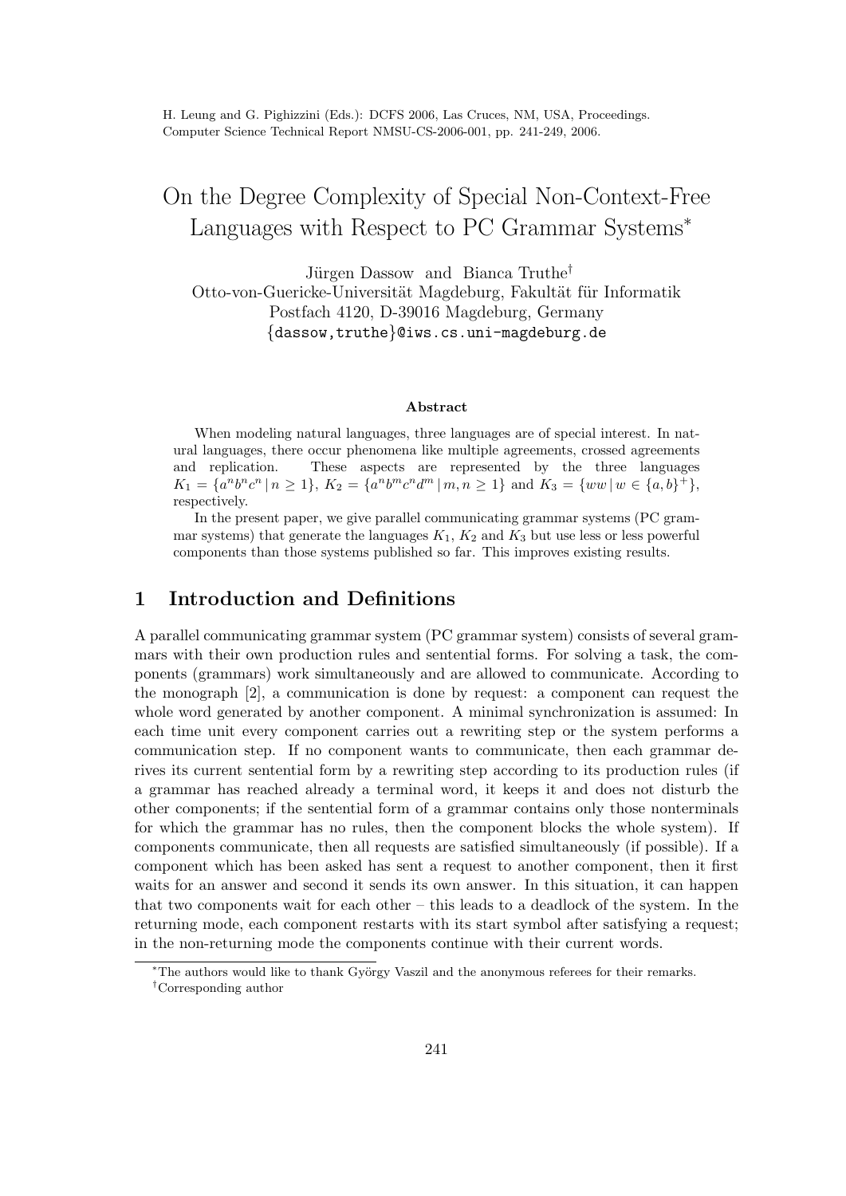H. Leung and G. Pighizzini (Eds.): DCFS 2006, Las Cruces, NM, USA, Proceedings. Computer Science Technical Report NMSU-CS-2006-001, pp. 241-249, 2006.

# On the Degree Complexity of Special Non-Context-Free Languages with Respect to PC Grammar Systems*

Jürgen Dassow and Bianca Truthe†

Otto-von-Guericke-Universität Magdeburg, Fakultät für Informatik
Postfach 4120, D-39016 Magdeburg, Germany
{dassow,truthe}@iws.cs.uni-magdeburg.de

### Abstract

When modeling natural languages, three languages are of special interest. In natural languages, there occur phenomena like multiple agreements, crossed agreements and replication. These aspects are represented by the three languages $K_1 = \{a^n b^n c^n \mid n \geq 1\}$, $K_2 = \{a^n b^m c^n d^m \mid m, n \geq 1\}$ and $K_3 = \{ww \mid w \in \{a, b\}^+\}$, respectively.

In the present paper, we give parallel communicating grammar systems (PC grammar systems) that generate the languages $K_1$, $K_2$ and $K_3$ but use less or less powerful components than those systems published so far. This improves existing results.

## 1 Introduction and Definitions

A parallel communicating grammar system (PC grammar system) consists of several grammars with their own production rules and sentential forms. For solving a task, the components (grammars) work simultaneously and are allowed to communicate. According to the monograph [2], a communication is done by request: a component can request the whole word generated by another component. A minimal synchronization is assumed: In each time unit every component carries out a rewriting step or the system performs a communication step. If no component wants to communicate, then each grammar derives its current sentential form by a rewriting step according to its production rules (if a grammar has reached already a terminal word, it keeps it and does not disturb the other components; if the sentential form of a grammar contains only those nonterminals for which the grammar has no rules, then the component blocks the whole system). If components communicate, then all requests are satisfied simultaneously (if possible). If a component which has been asked has sent a request to another component, then it first waits for an answer and second it sends its own answer. In this situation, it can happen that two components wait for each other – this leads to a deadlock of the system. In the returning mode, each component restarts with its start symbol after satisfying a request; in the non-returning mode the components continue with their current words.

*The authors would like to thank György Vaszil and the anonymous referees for their remarks.

†Corresponding author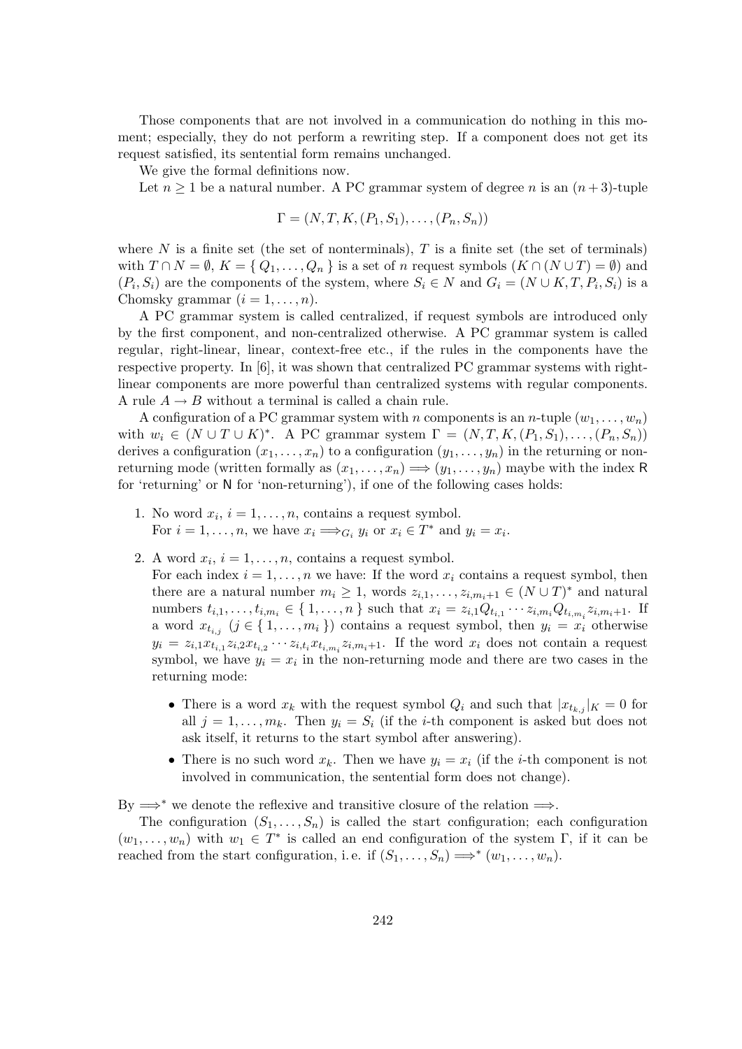Those components that are not involved in a communication do nothing in this moment; especially, they do not perform a rewriting step. If a component does not get its request satisfied, its sentential form remains unchanged.

We give the formal definitions now.

Let $n \geq 1$ be a natural number. A PC grammar system of degree $n$ is an $(n+3)$-tuple

$$\Gamma = (N, T, K, (P_1, S_1), \ldots, (P_n, S_n))$$

where $N$ is a finite set (the set of nonterminals), $T$ is a finite set (the set of terminals) with $T \cap N = \emptyset$, $K = \{ Q_1, \ldots, Q_n \}$ is a set of $n$ request symbols ($K \cap (N \cup T) = \emptyset$) and $(P_i, S_i)$ are the components of the system, where $S_i \in N$ and $G_i = (N \cup K, T, P_i, S_i)$ is a Chomsky grammar ($i = 1, \ldots, n$).

A PC grammar system is called centralized, if request symbols are introduced only by the first component, and non-centralized otherwise. A PC grammar system is called regular, right-linear, linear, context-free etc., if the rules in the components have the respective property. In [6], it was shown that centralized PC grammar systems with right-linear components are more powerful than centralized systems with regular components. A rule $A \to B$ without a terminal is called a chain rule.

A configuration of a PC grammar system with $n$ components is an $n$-tuple $(w_1, \ldots, w_n)$ with $w_i \in (N \cup T \cup K)^*$. A PC grammar system $\Gamma = (N, T, K, (P_1, S_1), \ldots, (P_n, S_n))$ derives a configuration $(x_1, \ldots, x_n)$ to a configuration $(y_1, \ldots, y_n)$ in the returning or non-returning mode (written formally as $(x_1, \ldots, x_n) \Longrightarrow (y_1, \ldots, y_n)$ maybe with the index $\mathsf{R}$ for 'returning' or $\mathsf{N}$ for 'non-returning'), if one of the following cases holds:

1. No word $x_i$, $i = 1, \ldots, n$, contains a request symbol.
   For $i = 1, \ldots, n$, we have $x_i \Longrightarrow_{G_i} y_i$ or $x_i \in T^*$ and $y_i = x_i$.

2. A word $x_i$, $i = 1, \ldots, n$, contains a request symbol.
   For each index $i = 1, \ldots, n$ we have: If the word $x_i$ contains a request symbol, then there are a natural number $m_i \geq 1$, words $z_{i,1}, \ldots, z_{i,m_i+1} \in (N \cup T)^*$ and natural numbers $t_{i,1}, \ldots, t_{i,m_i} \in \{ 1, \ldots, n \}$ such that $x_i = z_{i,1} Q_{t_{i,1}} \cdots z_{i,m_i} Q_{t_{i,m_i}} z_{i,m_i+1}$. If a word $x_{t_{i,j}}$ ($j \in \{ 1, \ldots, m_i \}$) contains a request symbol, then $y_i = x_i$ otherwise $y_i = z_{i,1} x_{t_{i,1}} z_{i,2} x_{t_{i,2}} \cdots z_{i,t_i} x_{t_{i,m_i}} z_{i,m_i+1}$. If the word $x_i$ does not contain a request symbol, we have $y_i = x_i$ in the non-returning mode and there are two cases in the returning mode:

   - There is a word $x_k$ with the request symbol $Q_i$ and such that $|x_{t_{k,j}}|_K = 0$ for all $j = 1, \ldots, m_k$. Then $y_i = S_i$ (if the $i$-th component is asked but does not ask itself, it returns to the start symbol after answering).
   - There is no such word $x_k$. Then we have $y_i = x_i$ (if the $i$-th component is not involved in communication, the sentential form does not change).

By $\Longrightarrow^*$ we denote the reflexive and transitive closure of the relation $\Longrightarrow$.

The configuration $(S_1, \ldots, S_n)$ is called the start configuration; each configuration $(w_1, \ldots, w_n)$ with $w_1 \in T^*$ is called an end configuration of the system $\Gamma$, if it can be reached from the start configuration, i. e. if $(S_1, \ldots, S_n) \Longrightarrow^* (w_1, \ldots, w_n)$.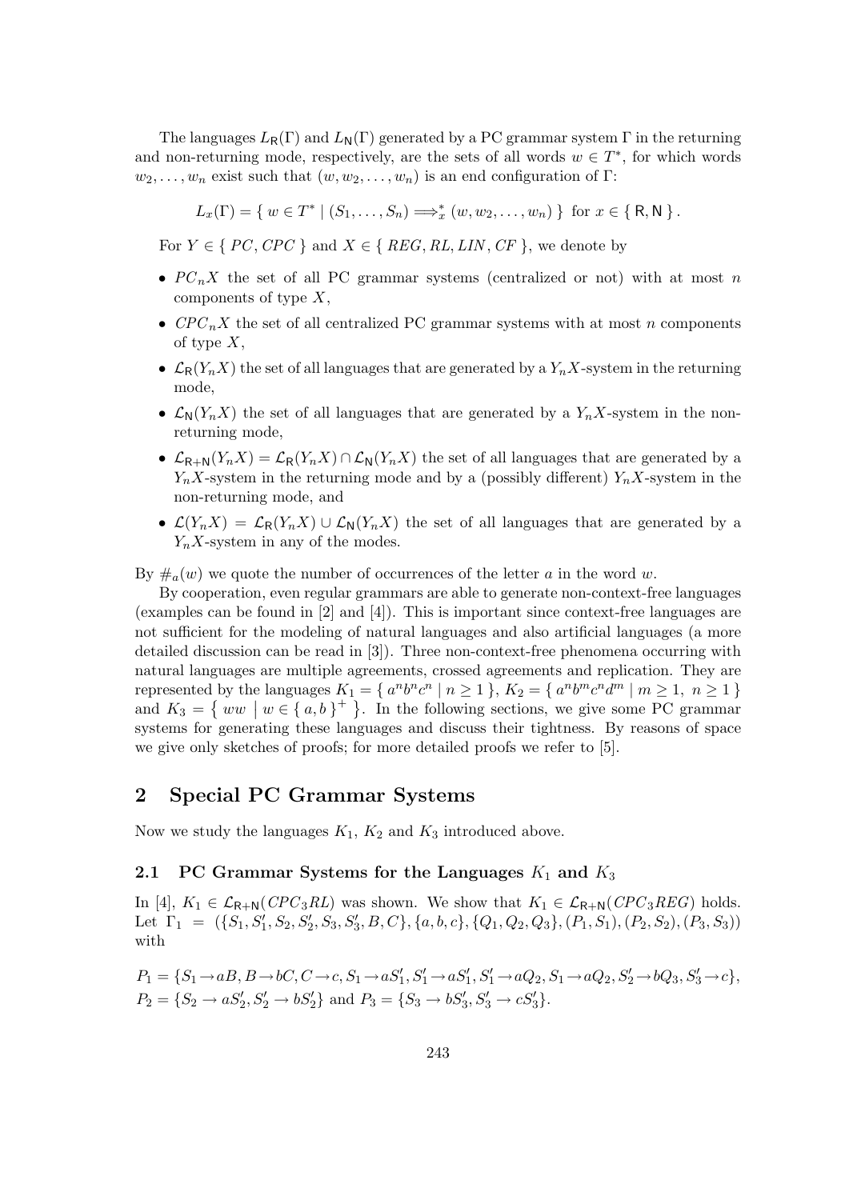The languages $L_{\mathsf{R}}(\Gamma)$ and $L_{\mathsf{N}}(\Gamma)$ generated by a PC grammar system $\Gamma$ in the returning and non-returning mode, respectively, are the sets of all words $w \in T^*$, for which words $w_2, \ldots, w_n$ exist such that $(w, w_2, \ldots, w_n)$ is an end configuration of $\Gamma$:

$$L_x(\Gamma) = \{ w \in T^* \mid (S_1, \ldots, S_n) \Longrightarrow_x^* (w, w_2, \ldots, w_n) \} \text{ for } x \in \{ \mathsf{R}, \mathsf{N} \}.$$

For $Y \in \{ PC, CPC \}$ and $X \in \{ REG, RL, LIN, CF \}$, we denote by

- $PC_nX$ the set of all PC grammar systems (centralized or not) with at most $n$ components of type $X$,
- $CPC_nX$ the set of all centralized PC grammar systems with at most $n$ components of type $X$,
- $\mathcal{L}_{\mathsf{R}}(Y_nX)$ the set of all languages that are generated by a $Y_nX$-system in the returning mode,
- $\mathcal{L}_{\mathsf{N}}(Y_nX)$ the set of all languages that are generated by a $Y_nX$-system in the non-returning mode,
- $\mathcal{L}_{\mathsf{R+N}}(Y_nX) = \mathcal{L}_{\mathsf{R}}(Y_nX) \cap \mathcal{L}_{\mathsf{N}}(Y_nX)$ the set of all languages that are generated by a $Y_nX$-system in the returning mode and by a (possibly different) $Y_nX$-system in the non-returning mode, and
- $\mathcal{L}(Y_nX) = \mathcal{L}_{\mathsf{R}}(Y_nX) \cup \mathcal{L}_{\mathsf{N}}(Y_nX)$ the set of all languages that are generated by a $Y_nX$-system in any of the modes.

By $\#_a(w)$ we quote the number of occurrences of the letter $a$ in the word $w$.

By cooperation, even regular grammars are able to generate non-context-free languages (examples can be found in [2] and [4]). This is important since context-free languages are not sufficient for the modeling of natural languages and also artificial languages (a more detailed discussion can be read in [3]). Three non-context-free phenomena occurring with natural languages are multiple agreements, crossed agreements and replication. They are represented by the languages $K_1 = \{ a^nb^nc^n \mid n \geq 1 \}$, $K_2 = \{ a^nb^mc^nd^m \mid m \geq 1,\ n \geq 1 \}$ and $K_3 = \{ ww \mid w \in \{ a, b \}^+ \}$. In the following sections, we give some PC grammar systems for generating these languages and discuss their tightness. By reasons of space we give only sketches of proofs; for more detailed proofs we refer to [5].

## 2 Special PC Grammar Systems

Now we study the languages $K_1$, $K_2$ and $K_3$ introduced above.

### 2.1 PC Grammar Systems for the Languages $K_1$ and $K_3$

In [4], $K_1 \in \mathcal{L}_{\mathsf{R+N}}(CPC_3RL)$ was shown. We show that $K_1 \in \mathcal{L}_{\mathsf{R+N}}(CPC_3REG)$ holds. Let $\Gamma_1 = (\{S_1, S_1', S_2, S_2', S_3, S_3', B, C\}, \{a, b, c\}, \{Q_1, Q_2, Q_3\}, (P_1, S_1), (P_2, S_2), (P_3, S_3))$ with

$P_1 = \{S_1 \to aB, B \to bC, C \to c, S_1 \to aS_1', S_1' \to aS_1', S_1' \to aQ_2, S_1 \to aQ_2, S_2' \to bQ_3, S_3' \to c\}$,
$P_2 = \{S_2 \to aS_2', S_2' \to bS_2'\}$ and $P_3 = \{S_3 \to bS_3', S_3' \to cS_3'\}$.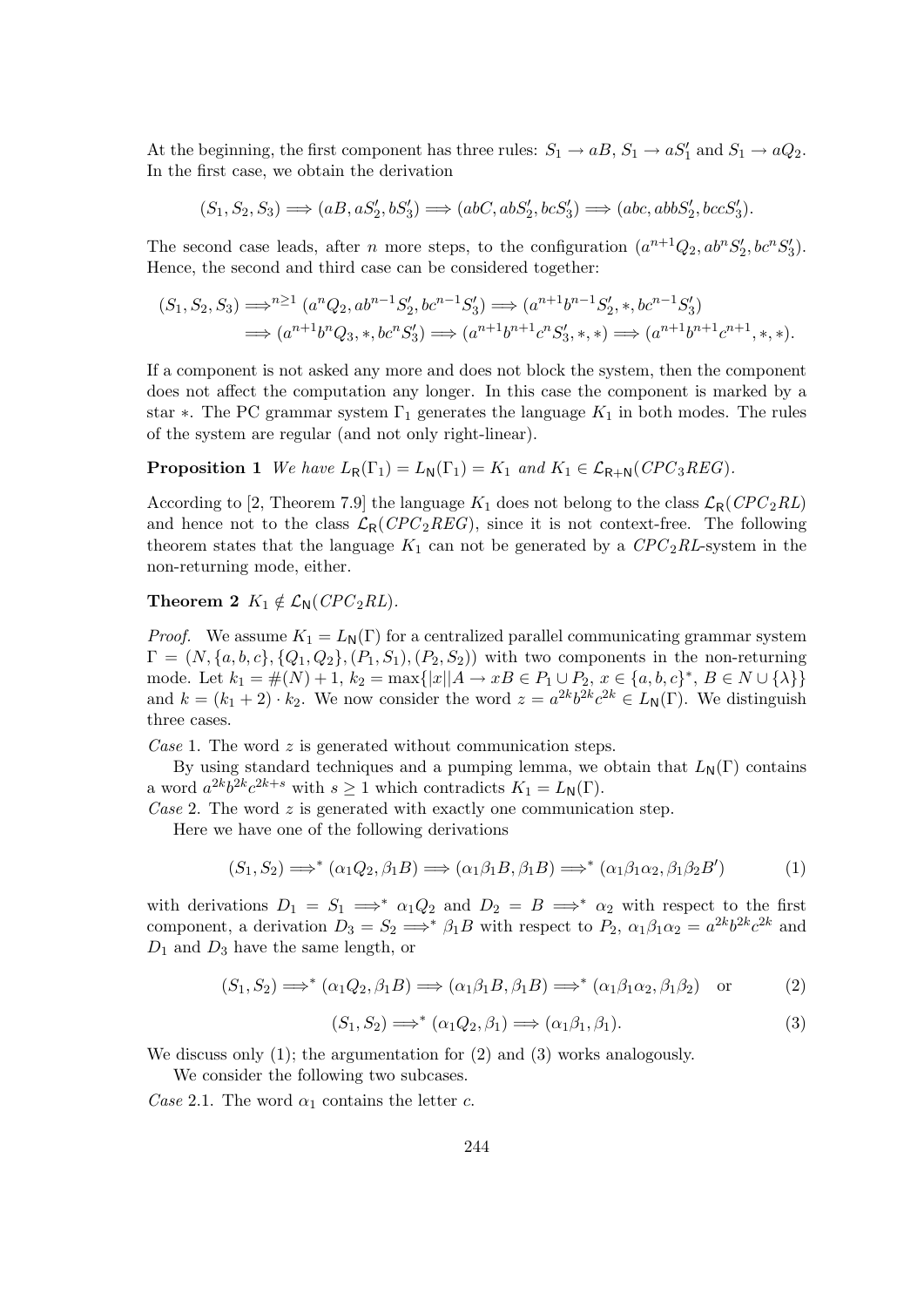At the beginning, the first component has three rules: $S_1 \to aB$, $S_1 \to aS_1'$ and $S_1 \to aQ_2$. In the first case, we obtain the derivation

$$(S_1, S_2, S_3) \Longrightarrow (aB, aS_2', bS_3') \Longrightarrow (abC, abS_2', bcS_3') \Longrightarrow (abc, abbS_2', bccS_3').$$

The second case leads, after $n$ more steps, to the configuration $(a^{n+1}Q_2, ab^nS_2', bc^nS_3')$. Hence, the second and third case can be considered together:

$$\begin{aligned}(S_1, S_2, S_3) &\Longrightarrow^{n \geq 1} (a^nQ_2, ab^{n-1}S_2', bc^{n-1}S_3') \Longrightarrow (a^{n+1}b^{n-1}S_2', *, bc^{n-1}S_3') \\ &\Longrightarrow (a^{n+1}b^nQ_3, *, bc^nS_3') \Longrightarrow (a^{n+1}b^{n+1}c^nS_3', *, *) \Longrightarrow (a^{n+1}b^{n+1}c^{n+1}, *, *).\end{aligned}$$

If a component is not asked any more and does not block the system, then the component does not affect the computation any longer. In this case the component is marked by a star $*$. The PC grammar system $\Gamma_1$ generates the language $K_1$ in both modes. The rules of the system are regular (and not only right-linear).

**Proposition 1** *We have $L_{\mathsf{R}}(\Gamma_1) = L_{\mathsf{N}}(\Gamma_1) = K_1$ and $K_1 \in \mathcal{L}_{\mathsf{R+N}}(CPC_3REG)$.*

According to [2, Theorem 7.9] the language $K_1$ does not belong to the class $\mathcal{L}_{\mathsf{R}}(CPC_2RL)$ and hence not to the class $\mathcal{L}_{\mathsf{R}}(CPC_2REG)$, since it is not context-free. The following theorem states that the language $K_1$ can not be generated by a $CPC_2RL$-system in the non-returning mode, either.

**Theorem 2** *$K_1 \notin \mathcal{L}_{\mathsf{N}}(CPC_2RL)$.*

*Proof.* We assume $K_1 = L_{\mathsf{N}}(\Gamma)$ for a centralized parallel communicating grammar system $\Gamma = (N, \{a, b, c\}, \{Q_1, Q_2\}, (P_1, S_1), (P_2, S_2))$ with two components in the non-returning mode. Let $k_1 = \#(N) + 1$, $k_2 = \max\{|x| \mid A \to xB \in P_1 \cup P_2,\ x \in \{a, b, c\}^*,\ B \in N \cup \{\lambda\}\}$ and $k = (k_1 + 2) \cdot k_2$. We now consider the word $z = a^{2k}b^{2k}c^{2k} \in L_{\mathsf{N}}(\Gamma)$. We distinguish three cases.

*Case* 1. The word $z$ is generated without communication steps.

By using standard techniques and a pumping lemma, we obtain that $L_{\mathsf{N}}(\Gamma)$ contains a word $a^{2k}b^{2k}c^{2k+s}$ with $s \geq 1$ which contradicts $K_1 = L_{\mathsf{N}}(\Gamma)$.

*Case* 2. The word $z$ is generated with exactly one communication step.

Here we have one of the following derivations

$$(S_1, S_2) \Longrightarrow^* (\alpha_1Q_2, \beta_1B) \Longrightarrow (\alpha_1\beta_1B, \beta_1B) \Longrightarrow^* (\alpha_1\beta_1\alpha_2, \beta_1\beta_2B') \tag{1}$$

with derivations $D_1 = S_1 \Longrightarrow^* \alpha_1Q_2$ and $D_2 = B \Longrightarrow^* \alpha_2$ with respect to the first component, a derivation $D_3 = S_2 \Longrightarrow^* \beta_1B$ with respect to $P_2$, $\alpha_1\beta_1\alpha_2 = a^{2k}b^{2k}c^{2k}$ and $D_1$ and $D_3$ have the same length, or

$$(S_1, S_2) \Longrightarrow^* (\alpha_1Q_2, \beta_1B) \Longrightarrow (\alpha_1\beta_1B, \beta_1B) \Longrightarrow^* (\alpha_1\beta_1\alpha_2, \beta_1\beta_2) \quad \text{or} \tag{2}$$

$$(S_1, S_2) \Longrightarrow^* (\alpha_1Q_2, \beta_1) \Longrightarrow (\alpha_1\beta_1, \beta_1). \tag{3}$$

We discuss only (1); the argumentation for (2) and (3) works analogously.

We consider the following two subcases.

*Case* 2.1. The word $\alpha_1$ contains the letter $c$.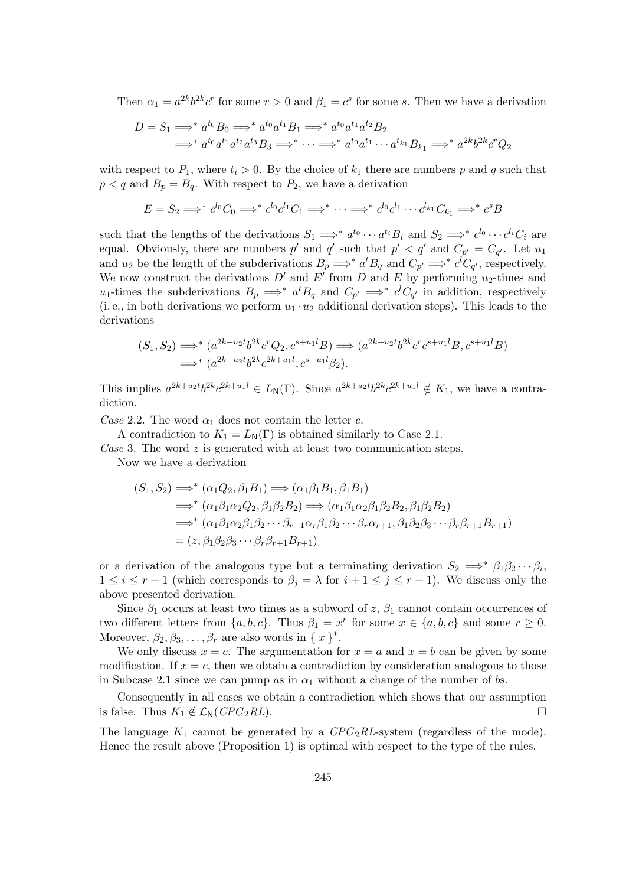Then $\alpha_1 = a^{2k}b^{2k}c^r$ for some $r > 0$ and $\beta_1 = c^s$ for some $s$. Then we have a derivation

$$\begin{aligned}
D = S_1 &\Longrightarrow^* a^{t_0}B_0 \Longrightarrow^* a^{t_0}a^{t_1}B_1 \Longrightarrow^* a^{t_0}a^{t_1}a^{t_2}B_2 \\
&\Longrightarrow^* a^{t_0}a^{t_1}a^{t_2}a^{t_3}B_3 \Longrightarrow^* \cdots \Longrightarrow^* a^{t_0}a^{t_1}\cdots a^{t_{k_1}}B_{k_1} \Longrightarrow^* a^{2k}b^{2k}c^rQ_2
\end{aligned}$$

with respect to $P_1$, where $t_i > 0$. By the choice of $k_1$ there are numbers $p$ and $q$ such that $p < q$ and $B_p = B_q$. With respect to $P_2$, we have a derivation

$$E = S_2 \Longrightarrow^* c^{l_0}C_0 \Longrightarrow^* c^{l_0}c^{l_1}C_1 \Longrightarrow^* \cdots \Longrightarrow^* c^{l_0}c^{l_1}\cdots c^{l_{k_1}}C_{k_1} \Longrightarrow^* c^sB$$

such that the lengths of the derivations $S_1 \Longrightarrow^* a^{t_0}\cdots a^{t_i}B_i$ and $S_2 \Longrightarrow^* c^{l_0}\cdots c^{l_i}C_i$ are equal. Obviously, there are numbers $p'$ and $q'$ such that $p' < q'$ and $C_{p'} = C_{q'}$. Let $u_1$ and $u_2$ be the length of the subderivations $B_p \Longrightarrow^* a^tB_q$ and $C_{p'} \Longrightarrow^* c^lC_{q'}$, respectively. We now construct the derivations $D'$ and $E'$ from $D$ and $E$ by performing $u_2$-times and $u_1$-times the subderivations $B_p \Longrightarrow^* a^tB_q$ and $C_{p'} \Longrightarrow^* c^lC_{q'}$ in addition, respectively (i. e., in both derivations we perform $u_1 \cdot u_2$ additional derivation steps). This leads to the derivations

$$\begin{aligned}
(S_1, S_2) &\Longrightarrow^* (a^{2k+u_2t}b^{2k}c^rQ_2, c^{s+u_1l}B) \Longrightarrow (a^{2k+u_2t}b^{2k}c^rc^{s+u_1l}B, c^{s+u_1l}B) \\
&\Longrightarrow^* (a^{2k+u_2t}b^{2k}c^{2k+u_1l}, c^{s+u_1l}\beta_2).
\end{aligned}$$

This implies $a^{2k+u_2t}b^{2k}c^{2k+u_1l} \in L_{\mathsf{N}}(\Gamma)$. Since $a^{2k+u_2t}b^{2k}c^{2k+u_1l} \notin K_1$, we have a contradiction.

*Case* 2.2. The word $\alpha_1$ does not contain the letter $c$.

A contradiction to $K_1 = L_{\mathsf{N}}(\Gamma)$ is obtained similarly to Case 2.1.

*Case* 3. The word $z$ is generated with at least two communication steps.

Now we have a derivation

$$\begin{aligned}
(S_1, S_2) &\Longrightarrow^* (\alpha_1Q_2, \beta_1B_1) \Longrightarrow (\alpha_1\beta_1B_1, \beta_1B_1) \\
&\Longrightarrow^* (\alpha_1\beta_1\alpha_2Q_2, \beta_1\beta_2B_2) \Longrightarrow (\alpha_1\beta_1\alpha_2\beta_1\beta_2B_2, \beta_1\beta_2B_2) \\
&\Longrightarrow^* (\alpha_1\beta_1\alpha_2\beta_1\beta_2\cdots\beta_{r-1}\alpha_r\beta_1\beta_2\cdots\beta_r\alpha_{r+1}, \beta_1\beta_2\beta_3\cdots\beta_r\beta_{r+1}B_{r+1}) \\
&= (z, \beta_1\beta_2\beta_3\cdots\beta_r\beta_{r+1}B_{r+1})
\end{aligned}$$

or a derivation of the analogous type but a terminating derivation $S_2 \Longrightarrow^* \beta_1\beta_2\cdots\beta_i$, $1 \le i \le r+1$ (which corresponds to $\beta_j = \lambda$ for $i+1 \le j \le r+1$). We discuss only the above presented derivation.

Since $\beta_1$ occurs at least two times as a subword of $z$, $\beta_1$ cannot contain occurrences of two different letters from $\{a, b, c\}$. Thus $\beta_1 = x^r$ for some $x \in \{a, b, c\}$ and some $r \ge 0$. Moreover, $\beta_2, \beta_3, \ldots, \beta_r$ are also words in $\{x\}^*$.

We only discuss $x = c$. The argumentation for $x = a$ and $x = b$ can be given by some modification. If $x = c$, then we obtain a contradiction by consideration analogous to those in Subcase 2.1 since we can pump $a$s in $\alpha_1$ without a change of the number of $b$s.

Consequently in all cases we obtain a contradiction which shows that our assumption is false. Thus $K_1 \notin \mathcal{L}_{\mathsf{N}}(CPC_2RL)$. $\square$

The language $K_1$ cannot be generated by a $CPC_2RL$-system (regardless of the mode). Hence the result above (Proposition 1) is optimal with respect to the type of the rules.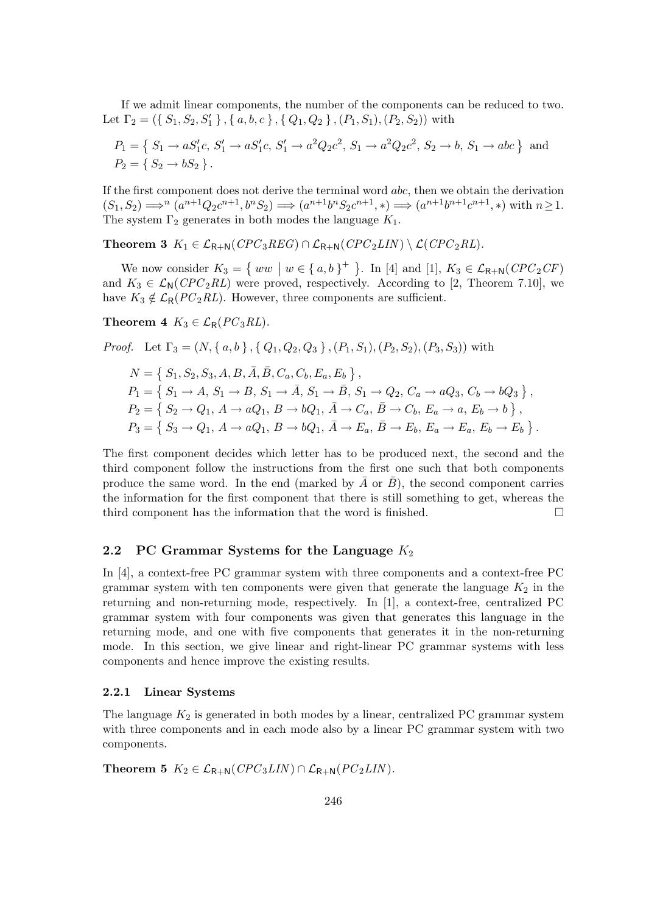If we admit linear components, the number of the components can be reduced to two. Let $\Gamma_2 = (\{ S_1, S_2, S_1' \}, \{ a, b, c \}, \{ Q_1, Q_2 \}, (P_1, S_1), (P_2, S_2))$ with

$P_1 = \{ S_1 \to aS_1'c,\ S_1' \to aS_1'c,\ S_1' \to a^2Q_2c^2,\ S_1 \to a^2Q_2c^2,\ S_2 \to b,\ S_1 \to abc \}$ and
$P_2 = \{ S_2 \to bS_2 \}$.

If the first component does not derive the terminal word $abc$, then we obtain the derivation $(S_1, S_2) \Longrightarrow^n (a^{n+1}Q_2c^{n+1}, b^nS_2) \Longrightarrow (a^{n+1}b^nS_2c^{n+1}, *) \Longrightarrow (a^{n+1}b^{n+1}c^{n+1}, *)$ with $n \geq 1$. The system $\Gamma_2$ generates in both modes the language $K_1$.

**Theorem 3** *$K_1 \in \mathcal{L}_{\mathsf{R+N}}(CPC_3REG) \cap \mathcal{L}_{\mathsf{R+N}}(CPC_2LIN) \setminus \mathcal{L}(CPC_2RL)$.*

We now consider $K_3 = \{ ww \mid w \in \{ a, b \}^+ \}$. In [4] and [1], $K_3 \in \mathcal{L}_{\mathsf{R+N}}(CPC_2CF)$ and $K_3 \in \mathcal{L}_{\mathsf{N}}(CPC_2RL)$ were proved, respectively. According to [2, Theorem 7.10], we have $K_3 \notin \mathcal{L}_{\mathsf{R}}(PC_2RL)$. However, three components are sufficient.

**Theorem 4** *$K_3 \in \mathcal{L}_{\mathsf{R}}(PC_3RL)$.*

*Proof.* Let $\Gamma_3 = (N, \{ a, b \}, \{ Q_1, Q_2, Q_3 \}, (P_1, S_1), (P_2, S_2), (P_3, S_3))$ with

$$
\begin{aligned}
N &= \{ S_1, S_2, S_3, A, B, \bar{A}, \bar{B}, C_a, C_b, E_a, E_b \}, \\
P_1 &= \{ S_1 \to A,\ S_1 \to B,\ S_1 \to \bar{A},\ S_1 \to \bar{B},\ S_1 \to Q_2,\ C_a \to aQ_3,\ C_b \to bQ_3 \}, \\
P_2 &= \{ S_2 \to Q_1,\ A \to aQ_1,\ B \to bQ_1,\ \bar{A} \to C_a,\ \bar{B} \to C_b,\ E_a \to a,\ E_b \to b \}, \\
P_3 &= \{ S_3 \to Q_1,\ A \to aQ_1,\ B \to bQ_1,\ \bar{A} \to E_a,\ \bar{B} \to E_b,\ E_a \to E_a,\ E_b \to E_b \}.
\end{aligned}
$$

The first component decides which letter has to be produced next, the second and the third component follow the instructions from the first one such that both components produce the same word. In the end (marked by $\bar{A}$ or $\bar{B}$), the second component carries the information for the first component that there is still something to get, whereas the third component has the information that the word is finished. □

### 2.2 PC Grammar Systems for the Language $K_2$

In [4], a context-free PC grammar system with three components and a context-free PC grammar system with ten components were given that generate the language $K_2$ in the returning and non-returning mode, respectively. In [1], a context-free, centralized PC grammar system with four components was given that generates this language in the returning mode, and one with five components that generates it in the non-returning mode. In this section, we give linear and right-linear PC grammar systems with less components and hence improve the existing results.

#### 2.2.1 Linear Systems

The language $K_2$ is generated in both modes by a linear, centralized PC grammar system with three components and in each mode also by a linear PC grammar system with two components.

**Theorem 5** *$K_2 \in \mathcal{L}_{\mathsf{R+N}}(CPC_3LIN) \cap \mathcal{L}_{\mathsf{R+N}}(PC_2LIN)$.*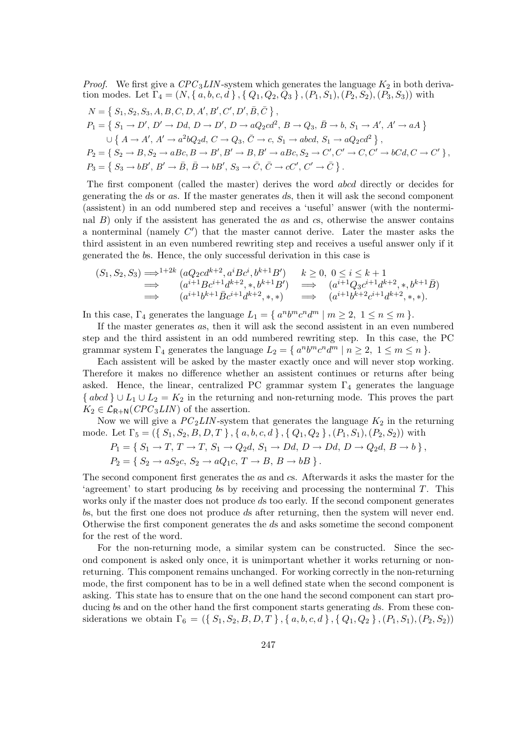*Proof.* We first give a $CPC_3LIN$-system which generates the language $K_2$ in both derivation modes. Let $\Gamma_4 = (N, \{ a, b, c, d \}, \{ Q_1, Q_2, Q_3 \}, (P_1, S_1), (P_2, S_2), (P_3, S_3))$ with

$$N = \{ S_1, S_2, S_3, A, B, C, D, A', B', C', D', \bar{B}, \bar{C} \},$$

$$P_1 = \{ S_1 \to D', D' \to Dd, D \to D', D \to aQ_2cd^2, B \to Q_3, \bar{B} \to b, S_1 \to A', A' \to aA \}$$
$$\cup \{ A \to A', A' \to a^2bQ_2d, C \to Q_3, \bar{C} \to c, S_1 \to abcd, S_1 \to aQ_2cd^2 \},$$

$$P_2 = \{ S_2 \to B, S_2 \to aBc, B \to B', B' \to B, B' \to aBc, S_2 \to C', C' \to C, C' \to bCd, C \to C' \},$$

$$P_3 = \{ S_3 \to bB', B' \to \bar{B}, \bar{B} \to bB', S_3 \to \bar{C}, \bar{C} \to cC', C' \to \bar{C} \}.$$

The first component (called the master) derives the word $abcd$ directly or decides for generating the $d$s or $a$s. If the master generates $d$s, then it will ask the second component (assistent) in an odd numbered step and receives a 'useful' answer (with the nonterminal $B$) only if the assistent has generated the $a$s and $c$s, otherwise the answer contains a nonterminal (namely $C'$) that the master cannot derive. Later the master asks the third assistent in an even numbered rewriting step and receives a useful answer only if it generated the $b$s. Hence, the only successful derivation in this case is

$$\begin{array}{llll}
(S_1, S_2, S_3) \Longrightarrow^{1+2k} & (aQ_2cd^{k+2}, a^iBc^i, b^{k+1}B') & k \geq 0,\ 0 \leq i \leq k+1 & \\
\Longrightarrow & (a^{i+1}Bc^{i+1}d^{k+2}, *, b^{k+1}B') & \Longrightarrow & (a^{i+1}Q_3c^{i+1}d^{k+2}, *, b^{k+1}\bar{B}) \\
\Longrightarrow & (a^{i+1}b^{k+1}\bar{B}c^{i+1}d^{k+2}, *, *) & \Longrightarrow & (a^{i+1}b^{k+2}c^{i+1}d^{k+2}, *, *).
\end{array}$$

In this case, $\Gamma_4$ generates the language $L_1 = \{ a^nb^mc^nd^m \mid m \geq 2,\ 1 \leq n \leq m \}$.

If the master generates $a$s, then it will ask the second assistent in an even numbered step and the third assistent in an odd numbered rewriting step. In this case, the PC grammar system $\Gamma_4$ generates the language $L_2 = \{ a^nb^mc^nd^m \mid n \geq 2,\ 1 \leq m \leq n \}$.

Each assistent will be asked by the master exactly once and will never stop working. Therefore it makes no difference whether an assistent continues or returns after being asked. Hence, the linear, centralized PC grammar system $\Gamma_4$ generates the language $\{ abcd \} \cup L_1 \cup L_2 = K_2$ in the returning and non-returning mode. This proves the part $K_2 \in \mathcal{L}_{\mathsf{R+N}}(CPC_3LIN)$ of the assertion.

Now we will give a $PC_2LIN$-system that generates the language $K_2$ in the returning mode. Let $\Gamma_5 = (\{ S_1, S_2, B, D, T \}, \{ a, b, c, d \}, \{ Q_1, Q_2 \}, (P_1, S_1), (P_2, S_2))$ with

$$P_1 = \{ S_1 \to T, T \to T, S_1 \to Q_2d, S_1 \to Dd, D \to Dd, D \to Q_2d, B \to b \},$$

$$P_2 = \{ S_2 \to aS_2c, S_2 \to aQ_1c, T \to B, B \to bB \}.$$

The second component first generates the $a$s and $c$s. Afterwards it asks the master for the 'agreement' to start producing $b$s by receiving and processing the nonterminal $T$. This works only if the master does not produce $d$s too early. If the second component generates $b$s, but the first one does not produce $d$s after returning, then the system will never end. Otherwise the first component generates the $d$s and asks sometime the second component for the rest of the word.

For the non-returning mode, a similar system can be constructed. Since the second component is asked only once, it is unimportant whether it works returning or non-returning. This component remains unchanged. For working correctly in the non-returning mode, the first component has to be in a well defined state when the second component is asking. This state has to ensure that on the one hand the second component can start producing $b$s and on the other hand the first component starts generating $d$s. From these considerations we obtain $\Gamma_6 = (\{ S_1, S_2, B, D, T \}, \{ a, b, c, d \}, \{ Q_1, Q_2 \}, (P_1, S_1), (P_2, S_2))$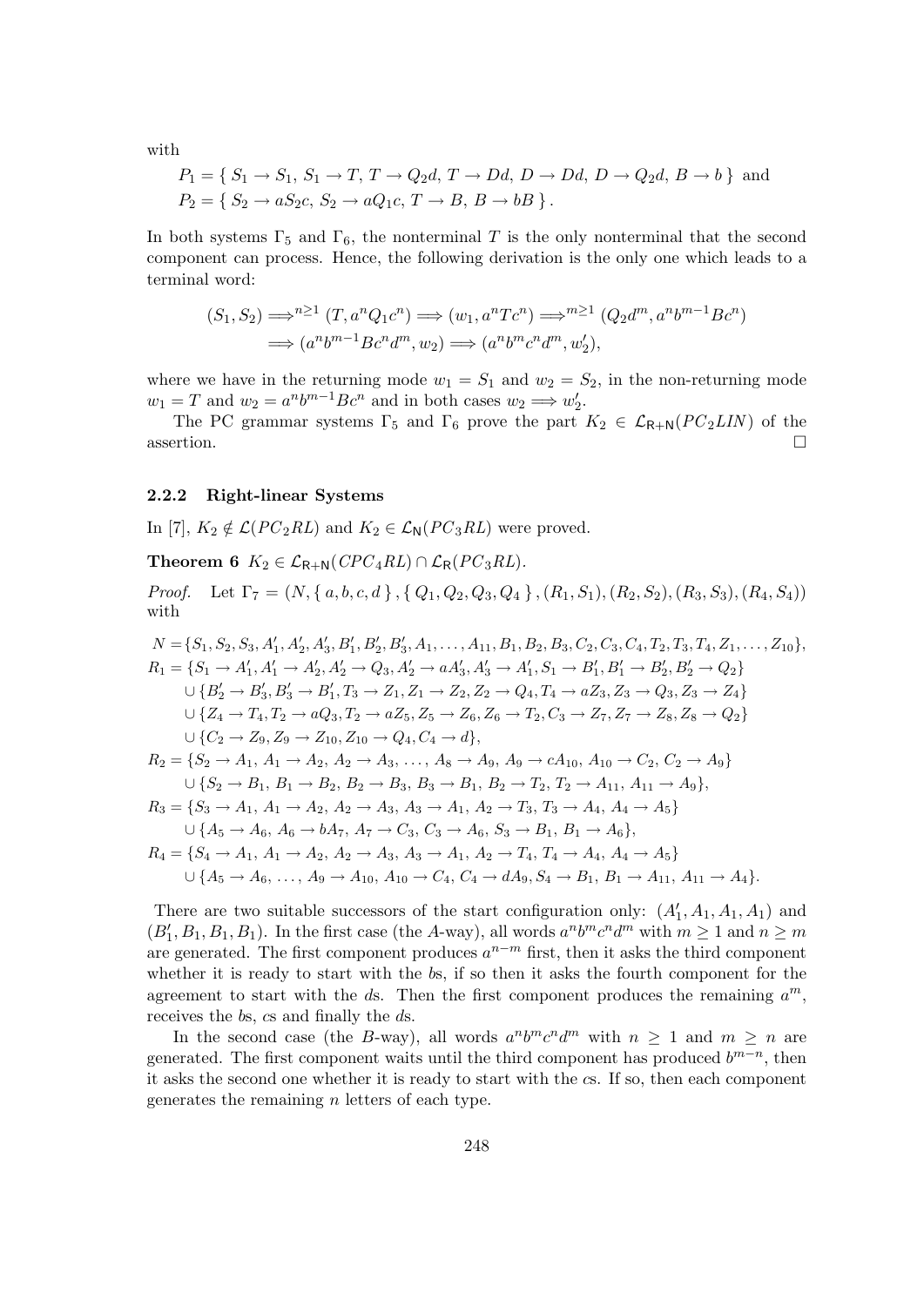with

$$P_1 = \{\ S_1 \to S_1,\ S_1 \to T,\ T \to Q_2 d,\ T \to Dd,\ D \to Dd,\ D \to Q_2 d,\ B \to b\ \} \text{ and}$$
$$P_2 = \{\ S_2 \to aS_2c,\ S_2 \to aQ_1c,\ T \to B,\ B \to bB\ \}.$$

In both systems $\Gamma_5$ and $\Gamma_6$, the nonterminal $T$ is the only nonterminal that the second component can process. Hence, the following derivation is the only one which leads to a terminal word:

$$(S_1, S_2) \Longrightarrow^{n\geq 1} (T, a^n Q_1 c^n) \Longrightarrow (w_1, a^n T c^n) \Longrightarrow^{m\geq 1} (Q_2 d^m, a^n b^{m-1} B c^n)$$
$$\Longrightarrow (a^n b^{m-1} B c^n d^m, w_2) \Longrightarrow (a^n b^m c^n d^m, w_2'),$$

where we have in the returning mode $w_1 = S_1$ and $w_2 = S_2$, in the non-returning mode $w_1 = T$ and $w_2 = a^n b^{m-1} B c^n$ and in both cases $w_2 \Longrightarrow w_2'$.

The PC grammar systems $\Gamma_5$ and $\Gamma_6$ prove the part $K_2 \in \mathcal{L}_{\mathsf{R+N}}(PC_2LIN)$ of the assertion. □

### 2.2.2 Right-linear Systems

In [7], $K_2 \notin \mathcal{L}(PC_2RL)$ and $K_2 \in \mathcal{L}_{\mathsf{N}}(PC_3RL)$ were proved.

**Theorem 6** *$K_2 \in \mathcal{L}_{\mathsf{R+N}}(CPC_4RL) \cap \mathcal{L}_{\mathsf{R}}(PC_3RL)$.*

*Proof.* Let $\Gamma_7 = (N, \{\ a, b, c, d\ \}, \{\ Q_1, Q_2, Q_3, Q_4\ \}, (R_1, S_1), (R_2, S_2), (R_3, S_3), (R_4, S_4))$ with

$$N = \{S_1, S_2, S_3, A_1', A_2', A_3', B_1', B_2', B_3', A_1, \ldots, A_{11}, B_1, B_2, B_3, C_2, C_3, C_4, T_2, T_3, T_4, Z_1, \ldots, Z_{10}\},$$
$$R_1 = \{S_1 \to A_1', A_1' \to A_2', A_2' \to Q_3, A_2' \to aA_3', A_3' \to A_1', S_1 \to B_1', B_1' \to B_2', B_2' \to Q_2\}$$
$$\cup \{B_2' \to B_3', B_3' \to B_1', T_3 \to Z_1, Z_1 \to Z_2, Z_2 \to Q_4, T_4 \to aZ_3, Z_3 \to Q_3, Z_3 \to Z_4\}$$
$$\cup \{Z_4 \to T_4, T_2 \to aQ_3, T_2 \to aZ_5, Z_5 \to Z_6, Z_6 \to T_2, C_3 \to Z_7, Z_7 \to Z_8, Z_8 \to Q_2\}$$
$$\cup \{C_2 \to Z_9, Z_9 \to Z_{10}, Z_{10} \to Q_4, C_4 \to d\},$$
$$R_2 = \{S_2 \to A_1,\ A_1 \to A_2,\ A_2 \to A_3,\ \ldots,\ A_8 \to A_9,\ A_9 \to cA_{10},\ A_{10} \to C_2,\ C_2 \to A_9\}$$
$$\cup \{S_2 \to B_1,\ B_1 \to B_2,\ B_2 \to B_3,\ B_3 \to B_1,\ B_2 \to T_2,\ T_2 \to A_{11},\ A_{11} \to A_9\},$$
$$R_3 = \{S_3 \to A_1,\ A_1 \to A_2,\ A_2 \to A_3,\ A_3 \to A_1,\ A_2 \to T_3,\ T_3 \to A_4,\ A_4 \to A_5\}$$
$$\cup \{A_5 \to A_6,\ A_6 \to bA_7,\ A_7 \to C_3,\ C_3 \to A_6,\ S_3 \to B_1,\ B_1 \to A_6\},$$
$$R_4 = \{S_4 \to A_1,\ A_1 \to A_2,\ A_2 \to A_3,\ A_3 \to A_1,\ A_2 \to T_4,\ T_4 \to A_4,\ A_4 \to A_5\}$$
$$\cup \{A_5 \to A_6,\ \ldots,\ A_9 \to A_{10},\ A_{10} \to C_4,\ C_4 \to dA_9, S_4 \to B_1,\ B_1 \to A_{11},\ A_{11} \to A_4\}.$$

There are two suitable successors of the start configuration only: $(A_1', A_1, A_1, A_1)$ and $(B_1', B_1, B_1, B_1)$. In the first case (the $A$-way), all words $a^n b^m c^n d^m$ with $m \geq 1$ and $n \geq m$ are generated. The first component produces $a^{n-m}$ first, then it asks the third component whether it is ready to start with the $b$s, if so then it asks the fourth component for the agreement to start with the $d$s. Then the first component produces the remaining $a^m$, receives the $b$s, $c$s and finally the $d$s.

In the second case (the $B$-way), all words $a^n b^m c^n d^m$ with $n \geq 1$ and $m \geq n$ are generated. The first component waits until the third component has produced $b^{m-n}$, then it asks the second one whether it is ready to start with the $c$s. If so, then each component generates the remaining $n$ letters of each type.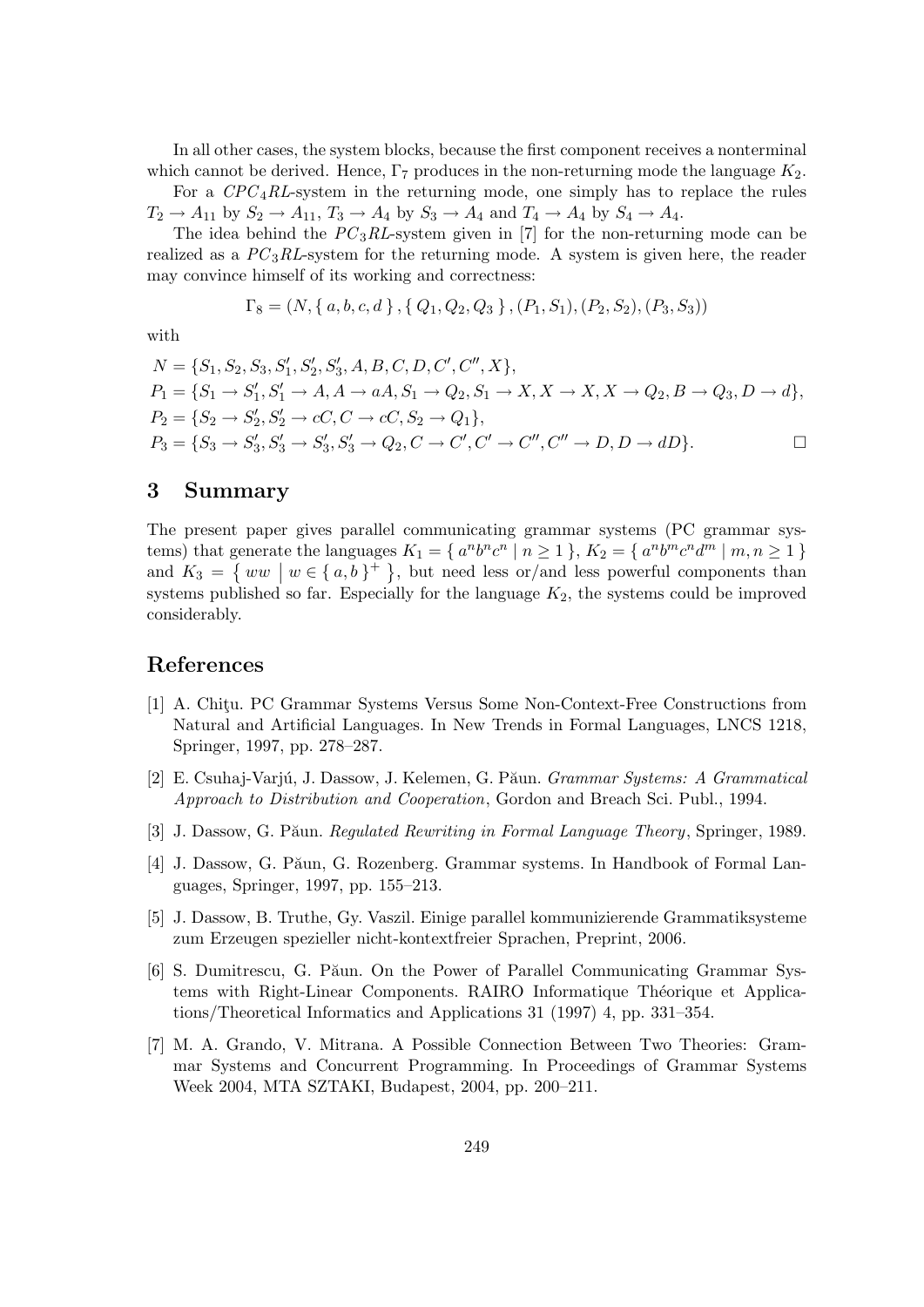In all other cases, the system blocks, because the first component receives a nonterminal which cannot be derived. Hence, $\Gamma_7$ produces in the non-returning mode the language $K_2$.

For a $CPC_4RL$-system in the returning mode, one simply has to replace the rules $T_2 \to A_{11}$ by $S_2 \to A_{11}$, $T_3 \to A_4$ by $S_3 \to A_4$ and $T_4 \to A_4$ by $S_4 \to A_4$.

The idea behind the $PC_3RL$-system given in [7] for the non-returning mode can be realized as a $PC_3RL$-system for the returning mode. A system is given here, the reader may convince himself of its working and correctness:

$$\Gamma_8 = (N, \{\, a, b, c, d \,\}, \{\, Q_1, Q_2, Q_3 \,\}, (P_1, S_1), (P_2, S_2), (P_3, S_3))$$

with

$N = \{S_1, S_2, S_3, S_1', S_2', S_3', A, B, C, D, C', C'', X\}$,
$P_1 = \{S_1 \to S_1', S_1' \to A, A \to aA, S_1 \to Q_2, S_1 \to X, X \to X, X \to Q_2, B \to Q_3, D \to d\}$,
$P_2 = \{S_2 \to S_2', S_2' \to cC, C \to cC, S_2 \to Q_1\}$,
$P_3 = \{S_3 \to S_3', S_3' \to S_3', S_3' \to Q_2, C \to C', C' \to C'', C'' \to D, D \to dD\}$. □

## 3 Summary

The present paper gives parallel communicating grammar systems (PC grammar systems) that generate the languages $K_1 = \{\, a^n b^n c^n \mid n \geq 1 \,\}$, $K_2 = \{\, a^n b^m c^n d^m \mid m, n \geq 1 \,\}$ and $K_3 = \{\, ww \mid w \in \{\, a, b \,\}^+ \,\}$, but need less or/and less powerful components than systems published so far. Especially for the language $K_2$, the systems could be improved considerably.

## References

[1] A. Chiţu. PC Grammar Systems Versus Some Non-Context-Free Constructions from Natural and Artificial Languages. In New Trends in Formal Languages, LNCS 1218, Springer, 1997, pp. 278–287.

[2] E. Csuhaj-Varjú, J. Dassow, J. Kelemen, G. Păun. *Grammar Systems: A Grammatical Approach to Distribution and Cooperation*, Gordon and Breach Sci. Publ., 1994.

[3] J. Dassow, G. Păun. *Regulated Rewriting in Formal Language Theory*, Springer, 1989.

[4] J. Dassow, G. Păun, G. Rozenberg. Grammar systems. In Handbook of Formal Languages, Springer, 1997, pp. 155–213.

[5] J. Dassow, B. Truthe, Gy. Vaszil. Einige parallel kommunizierende Grammatiksysteme zum Erzeugen spezieller nicht-kontextfreier Sprachen, Preprint, 2006.

[6] S. Dumitrescu, G. Păun. On the Power of Parallel Communicating Grammar Systems with Right-Linear Components. RAIRO Informatique Théorique et Applications/Theoretical Informatics and Applications 31 (1997) 4, pp. 331–354.

[7] M. A. Grando, V. Mitrana. A Possible Connection Between Two Theories: Grammar Systems and Concurrent Programming. In Proceedings of Grammar Systems Week 2004, MTA SZTAKI, Budapest, 2004, pp. 200–211.